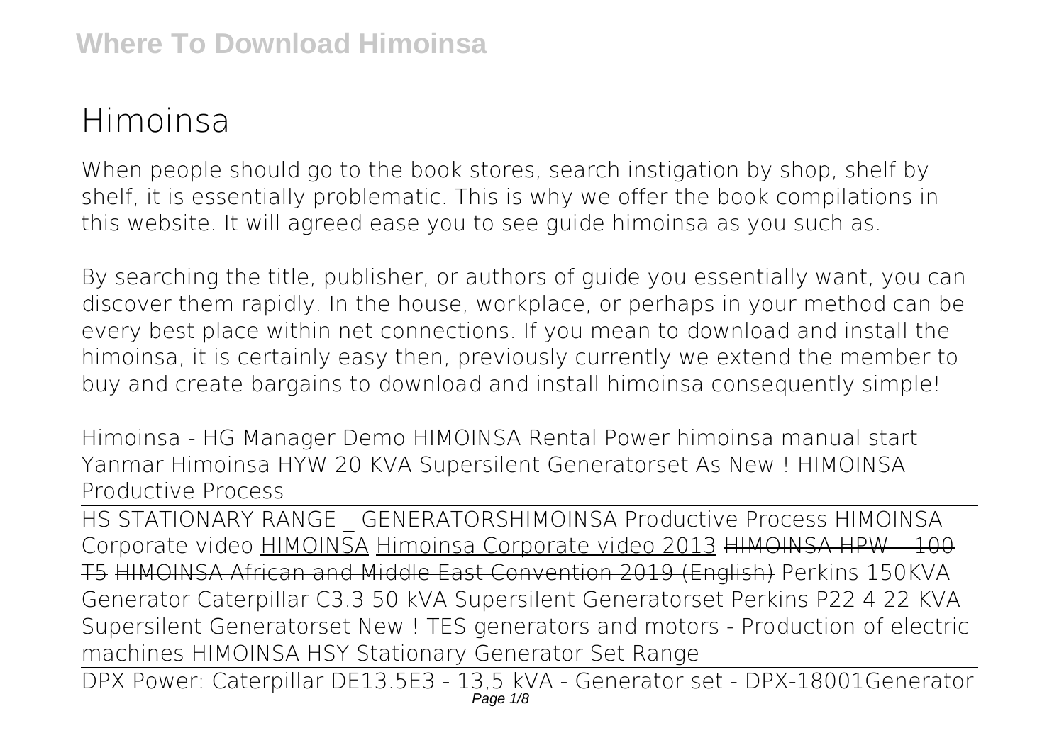# Himoinsa

When people should go to the book stores, search instigation by shop, shelf by shelf, it is essentially problematic. This is why we offer the book compilations in this website. It will agreed ease you to see guide himoinsa as you such as.

By searching the title, publisher, or authors of guide you essentially want, you can discover them rapidly. In the house, workplace, or perhaps in your method can be every best place within net connections. If you mean to download and install the himoinsa, it is certainly easy then, previously currently we extend the member to buy and create bargains to download and install himoinsa consequently simple!

~~Himoinsa - HG Manager Demo~~ ~~HIMOINSA Rental Power~~ *himoinsa manual start* *Yanmar Himoinsa HYW 20 KVA Supersilent Generatorset As New !* *HIMOINSA Productive Process*

HS STATIONARY RANGE _ GENERATORS*HIMOINSA Productive Process* *HIMOINSA Corporate video* HIMOINSA Himoinsa Corporate video 2013 ~~HIMOINSA HPW – 100 T5~~ ~~HIMOINSA African and Middle East Convention 2019 (English)~~ *Perkins 150KVA Generator* *Caterpillar C3.3 50 kVA Supersilent Generatorset* *Perkins P22 4 22 KVA Supersilent Generatorset New !* *TES generators and motors - Production of electric machines* *HIMOINSA HSY Stationary Generator Set Range*

DPX Power: Caterpillar DE13.5E3 - 13,5 kVA - Generator set - DPX-18001Generator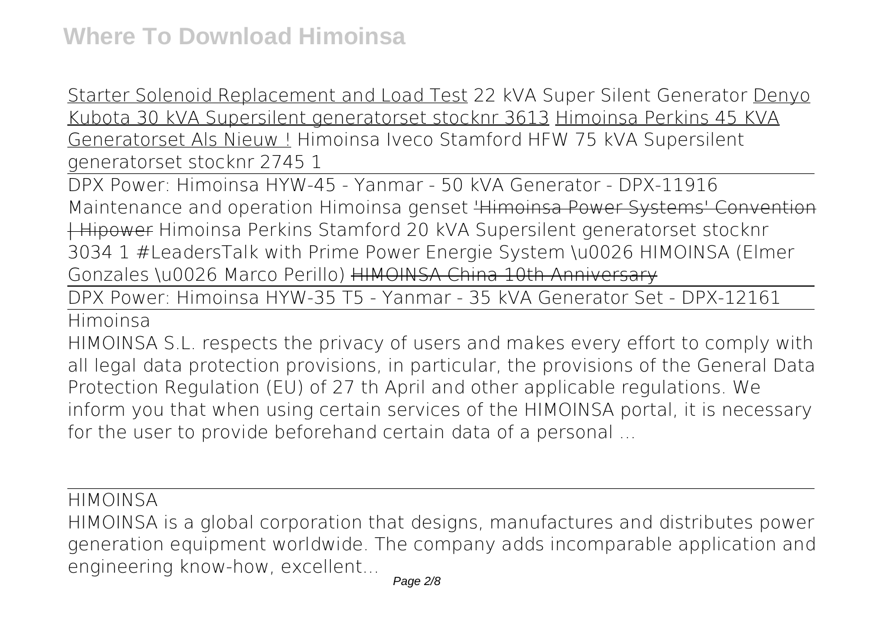Starter Solenoid Replacement and Load Test 22 kVA Super Silent Generator Denyo Kubota 30 kVA Supersilent generatorset stocknr 3613 Himoinsa Perkins 45 KVA Generatorset Als Nieuw ! Himoinsa Iveco Stamford HFW 75 kVA Supersilent generatorset stocknr 2745 1

DPX Power: Himoinsa HYW-45 - Yanmar - 50 kVA Generator - DPX-11916 Maintenance and operation Himoinsa genset ~~'Himoinsa Power Systems' Convention | Hipower~~ Himoinsa Perkins Stamford 20 kVA Supersilent generatorset stocknr 3034 1 #LeadersTalk with Prime Power Energie System \u0026 HIMOINSA (Elmer Gonzales \u0026 Marco Perillo) ~~HIMOINSA China 10th Anniversary~~

DPX Power: Himoinsa HYW-35 T5 - Yanmar - 35 kVA Generator Set - DPX-12161

Himoinsa

HIMOINSA S.L. respects the privacy of users and makes every effort to comply with all legal data protection provisions, in particular, the provisions of the General Data Protection Regulation (EU) of 27 th April and other applicable regulations. We inform you that when using certain services of the HIMOINSA portal, it is necessary for the user to provide beforehand certain data of a personal ...

HIMOINSA

HIMOINSA is a global corporation that designs, manufactures and distributes power generation equipment worldwide. The company adds incomparable application and engineering know-how, excellent...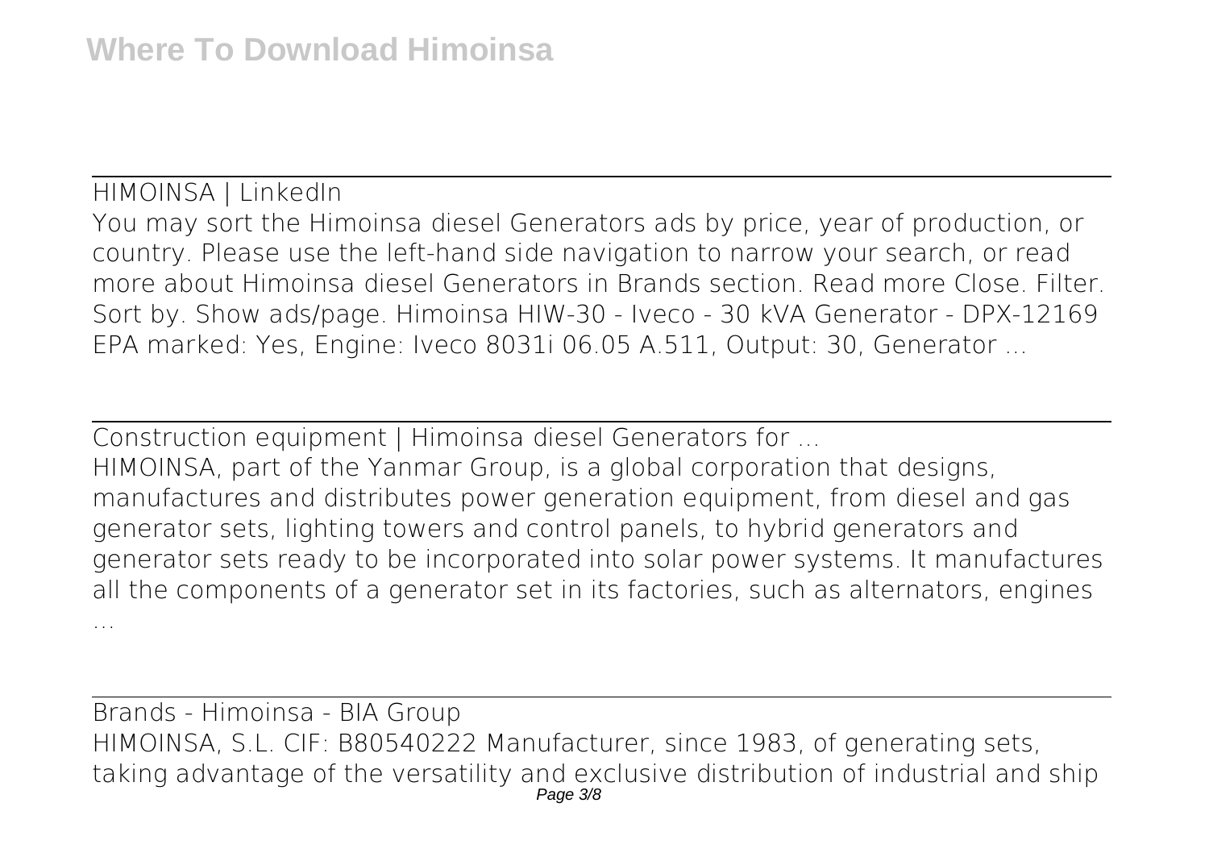HIMOINSA | LinkedIn

You may sort the Himoinsa diesel Generators ads by price, year of production, or country. Please use the left-hand side navigation to narrow your search, or read more about Himoinsa diesel Generators in Brands section. Read more Close. Filter. Sort by. Show ads/page. Himoinsa HIW-30 - Iveco - 30 kVA Generator - DPX-12169 EPA marked: Yes, Engine: Iveco 8031i 06.05 A.511, Output: 30, Generator ...

Construction equipment | Himoinsa diesel Generators for ...

HIMOINSA, part of the Yanmar Group, is a global corporation that designs, manufactures and distributes power generation equipment, from diesel and gas generator sets, lighting towers and control panels, to hybrid generators and generator sets ready to be incorporated into solar power systems. It manufactures all the components of a generator set in its factories, such as alternators, engines ...

Brands - Himoinsa - BIA Group

HIMOINSA, S.L. CIF: B80540222 Manufacturer, since 1983, of generating sets, taking advantage of the versatility and exclusive distribution of industrial and ship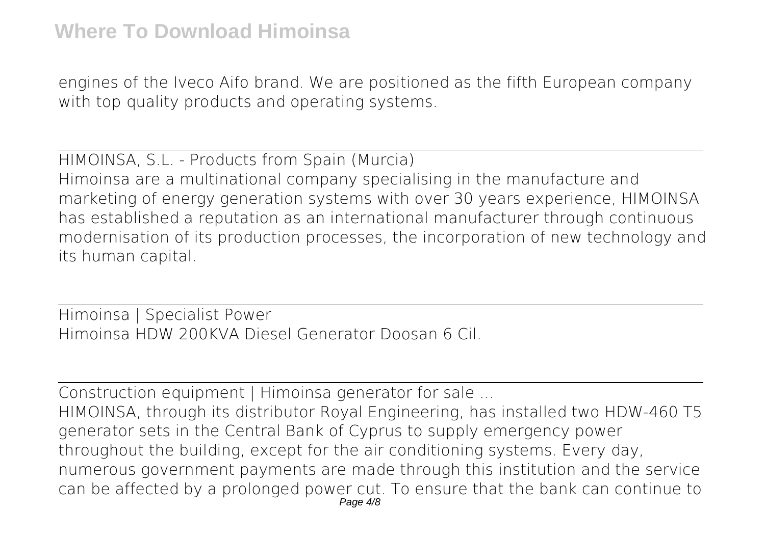engines of the Iveco Aifo brand. We are positioned as the fifth European company with top quality products and operating systems.

HIMOINSA, S.L. - Products from Spain (Murcia)

Himoinsa are a multinational company specialising in the manufacture and marketing of energy generation systems with over 30 years experience, HIMOINSA has established a reputation as an international manufacturer through continuous modernisation of its production processes, the incorporation of new technology and its human capital.

Himoinsa | Specialist Power

Himoinsa HDW 200KVA Diesel Generator Doosan 6 Cil.

Construction equipment | Himoinsa generator for sale ...

HIMOINSA, through its distributor Royal Engineering, has installed two HDW-460 T5 generator sets in the Central Bank of Cyprus to supply emergency power throughout the building, except for the air conditioning systems. Every day, numerous government payments are made through this institution and the service can be affected by a prolonged power cut. To ensure that the bank can continue to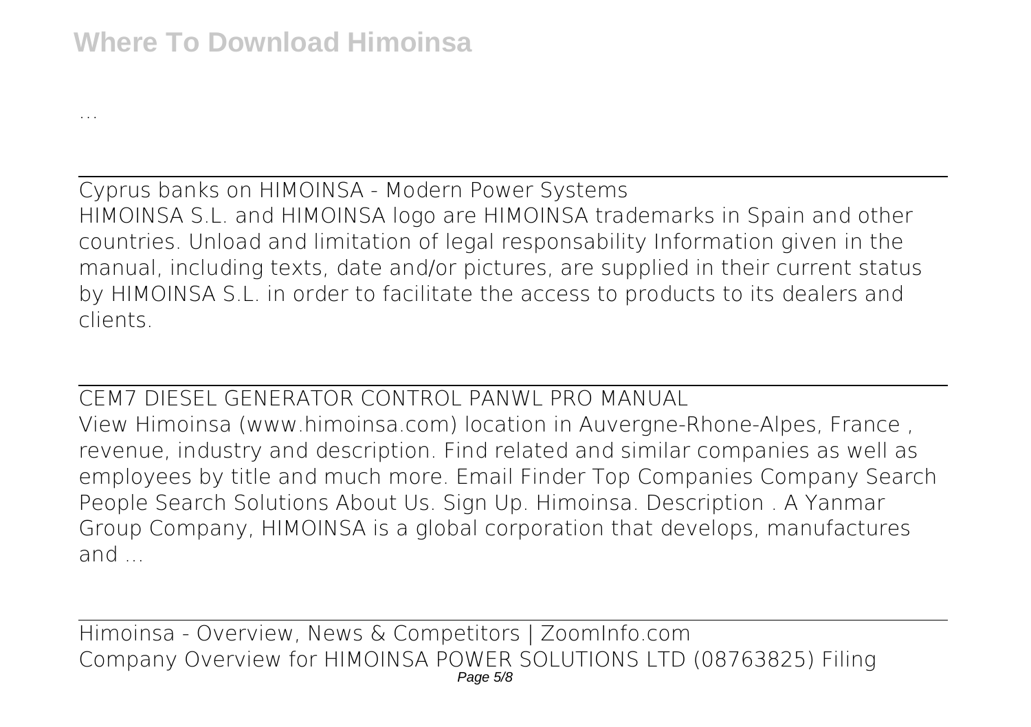...

## Cyprus banks on HIMOINSA - Modern Power Systems

HIMOINSA S.L. and HIMOINSA logo are HIMOINSA trademarks in Spain and other countries. Unload and limitation of legal responsability Information given in the manual, including texts, date and/or pictures, are supplied in their current status by HIMOINSA S.L. in order to facilitate the access to products to its dealers and clients.

## CEM7 DIESEL GENERATOR CONTROL PANWL PRO MANUAL

View Himoinsa (www.himoinsa.com) location in Auvergne-Rhone-Alpes, France , revenue, industry and description. Find related and similar companies as well as employees by title and much more. Email Finder Top Companies Company Search People Search Solutions About Us. Sign Up. Himoinsa. Description . A Yanmar Group Company, HIMOINSA is a global corporation that develops, manufactures and ...

## Himoinsa - Overview, News & Competitors | ZoomInfo.com

Company Overview for HIMOINSA POWER SOLUTIONS LTD (08763825) Filing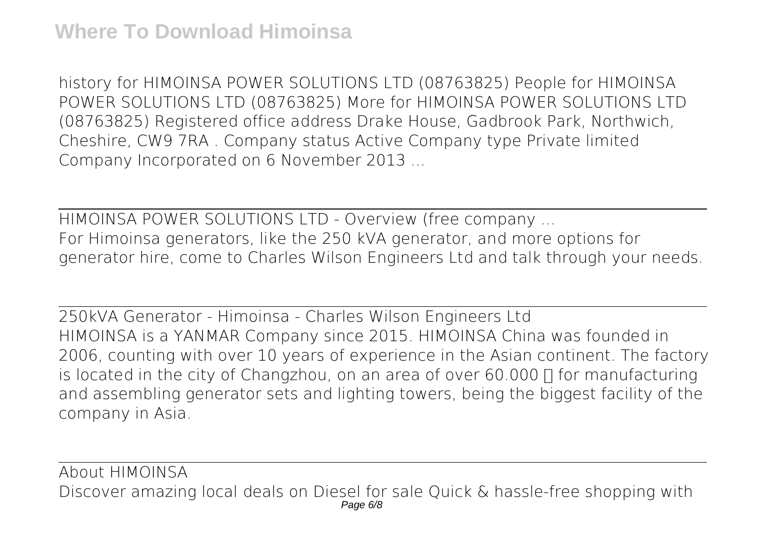history for HIMOINSA POWER SOLUTIONS LTD (08763825) People for HIMOINSA POWER SOLUTIONS LTD (08763825) More for HIMOINSA POWER SOLUTIONS LTD (08763825) Registered office address Drake House, Gadbrook Park, Northwich, Cheshire, CW9 7RA . Company status Active Company type Private limited Company Incorporated on 6 November 2013 ...

## HIMOINSA POWER SOLUTIONS LTD - Overview (free company ...

For Himoinsa generators, like the 250 kVA generator, and more options for generator hire, come to Charles Wilson Engineers Ltd and talk through your needs.

## 250kVA Generator - Himoinsa - Charles Wilson Engineers Ltd

HIMOINSA is a YANMAR Company since 2015. HIMOINSA China was founded in 2006, counting with over 10 years of experience in the Asian continent. The factory is located in the city of Changzhou, on an area of over 60.000 ㎡ for manufacturing and assembling generator sets and lighting towers, being the biggest facility of the company in Asia.

## About HIMOINSA

Discover amazing local deals on Diesel for sale Quick & hassle-free shopping with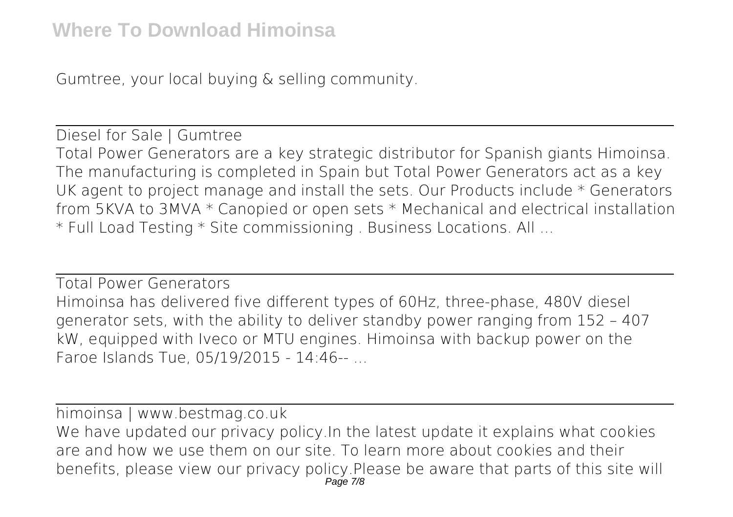Gumtree, your local buying & selling community.

## Diesel for Sale | Gumtree

Total Power Generators are a key strategic distributor for Spanish giants Himoinsa. The manufacturing is completed in Spain but Total Power Generators act as a key UK agent to project manage and install the sets. Our Products include * Generators from 5KVA to 3MVA * Canopied or open sets * Mechanical and electrical installation * Full Load Testing * Site commissioning . Business Locations. All ...

## Total Power Generators

Himoinsa has delivered five different types of 60Hz, three-phase, 480V diesel generator sets, with the ability to deliver standby power ranging from 152 – 407 kW, equipped with Iveco or MTU engines. Himoinsa with backup power on the Faroe Islands Tue, 05/19/2015 - 14:46-- ...

## himoinsa | www.bestmag.co.uk

We have updated our privacy policy.In the latest update it explains what cookies are and how we use them on our site. To learn more about cookies and their benefits, please view our privacy policy.Please be aware that parts of this site will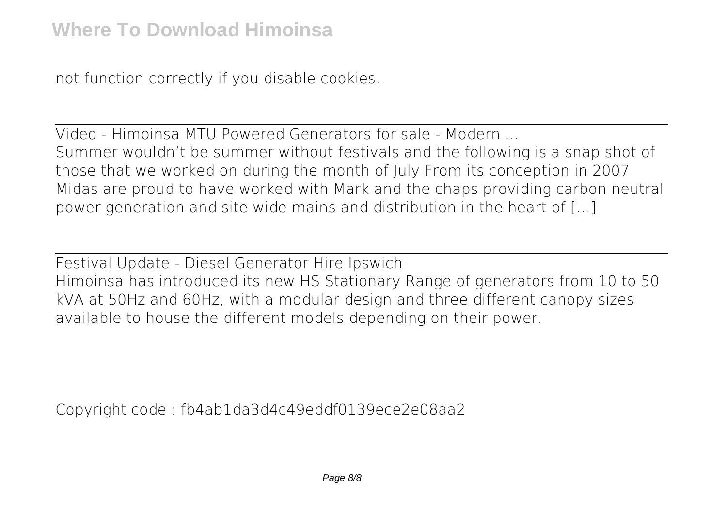not function correctly if you disable cookies.

Video - Himoinsa MTU Powered Generators for sale - Modern ...

Summer wouldn't be summer without festivals and the following is a snap shot of those that we worked on during the month of July From its conception in 2007 Midas are proud to have worked with Mark and the chaps providing carbon neutral power generation and site wide mains and distribution in the heart of […]

Festival Update - Diesel Generator Hire Ipswich

Himoinsa has introduced its new HS Stationary Range of generators from 10 to 50 kVA at 50Hz and 60Hz, with a modular design and three different canopy sizes available to house the different models depending on their power.

Copyright code : fb4ab1da3d4c49eddf0139ece2e08aa2